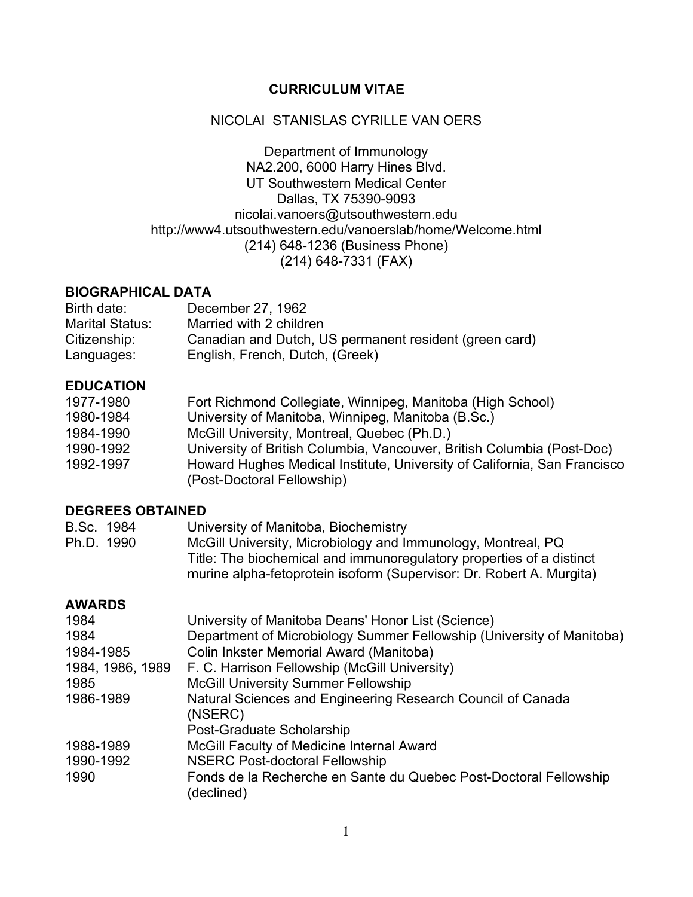# CURRICULUM VITAE

NICOLAI STANISLAS CYRILLE VAN OERS

Department of Immunology
NA2.200, 6000 Harry Hines Blvd.
UT Southwestern Medical Center
Dallas, TX 75390-9093
nicolai.vanoers@utsouthwestern.edu
http://www4.utsouthwestern.edu/vanoerslab/home/Welcome.html
(214) 648-1236 (Business Phone)
(214) 648-7331 (FAX)

## BIOGRAPHICAL DATA

| | |
|---|---|
| Birth date: | December 27, 1962 |
| Marital Status: | Married with 2 children |
| Citizenship: | Canadian and Dutch, US permanent resident (green card) |
| Languages: | English, French, Dutch, (Greek) |

## EDUCATION

| | |
|---|---|
| 1977-1980 | Fort Richmond Collegiate, Winnipeg, Manitoba (High School) |
| 1980-1984 | University of Manitoba, Winnipeg, Manitoba (B.Sc.) |
| 1984-1990 | McGill University, Montreal, Quebec (Ph.D.) |
| 1990-1992 | University of British Columbia, Vancouver, British Columbia (Post-Doc) |
| 1992-1997 | Howard Hughes Medical Institute, University of California, San Francisco (Post-Doctoral Fellowship) |

## DEGREES OBTAINED

| | |
|---|---|
| B.Sc. 1984 | University of Manitoba, Biochemistry |
| Ph.D. 1990 | McGill University, Microbiology and Immunology, Montreal, PQ<br>Title: The biochemical and immunoregulatory properties of a distinct murine alpha-fetoprotein isoform (Supervisor: Dr. Robert A. Murgita) |

## AWARDS

| | |
|---|---|
| 1984 | University of Manitoba Deans' Honor List (Science) |
| 1984 | Department of Microbiology Summer Fellowship (University of Manitoba) |
| 1984-1985 | Colin Inkster Memorial Award (Manitoba) |
| 1984, 1986, 1989 | F. C. Harrison Fellowship (McGill University) |
| 1985 | McGill University Summer Fellowship |
| 1986-1989 | Natural Sciences and Engineering Research Council of Canada (NSERC)<br>Post-Graduate Scholarship |
| 1988-1989 | McGill Faculty of Medicine Internal Award |
| 1990-1992 | NSERC Post-doctoral Fellowship |
| 1990 | Fonds de la Recherche en Sante du Quebec Post-Doctoral Fellowship (declined) |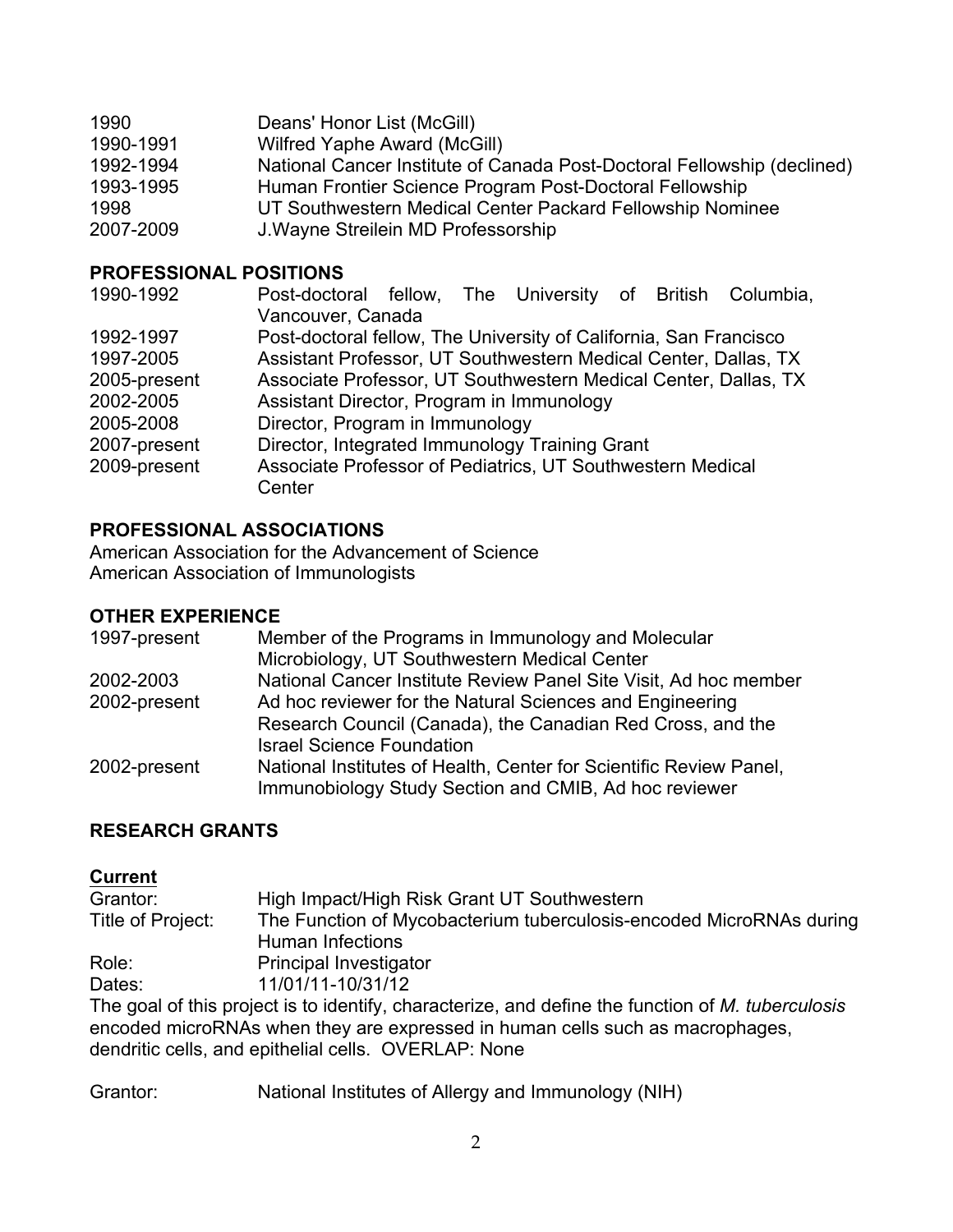| | |
|---|---|
| 1990 | Deans' Honor List (McGill) |
| 1990-1991 | Wilfred Yaphe Award (McGill) |
| 1992-1994 | National Cancer Institute of Canada Post-Doctoral Fellowship (declined) |
| 1993-1995 | Human Frontier Science Program Post-Doctoral Fellowship |
| 1998 | UT Southwestern Medical Center Packard Fellowship Nominee |
| 2007-2009 | J.Wayne Streilein MD Professorship |

## PROFESSIONAL POSITIONS

| | |
|---|---|
| 1990-1992 | Post-doctoral fellow, The University of British Columbia, Vancouver, Canada |
| 1992-1997 | Post-doctoral fellow, The University of California, San Francisco |
| 1997-2005 | Assistant Professor, UT Southwestern Medical Center, Dallas, TX |
| 2005-present | Associate Professor, UT Southwestern Medical Center, Dallas, TX |
| 2002-2005 | Assistant Director, Program in Immunology |
| 2005-2008 | Director, Program in Immunology |
| 2007-present | Director, Integrated Immunology Training Grant |
| 2009-present | Associate Professor of Pediatrics, UT Southwestern Medical Center |

## PROFESSIONAL ASSOCIATIONS

American Association for the Advancement of Science
American Association of Immunologists

## OTHER EXPERIENCE

| | |
|---|---|
| 1997-present | Member of the Programs in Immunology and Molecular Microbiology, UT Southwestern Medical Center |
| 2002-2003 | National Cancer Institute Review Panel Site Visit, Ad hoc member |
| 2002-present | Ad hoc reviewer for the Natural Sciences and Engineering Research Council (Canada), the Canadian Red Cross, and the Israel Science Foundation |
| 2002-present | National Institutes of Health, Center for Scientific Review Panel, Immunobiology Study Section and CMIB, Ad hoc reviewer |

## RESEARCH GRANTS

### Current

| | |
|---|---|
| Grantor: | High Impact/High Risk Grant UT Southwestern |
| Title of Project: | The Function of Mycobacterium tuberculosis-encoded MicroRNAs during Human Infections |
| Role: | Principal Investigator |
| Dates: | 11/01/11-10/31/12 |

The goal of this project is to identify, characterize, and define the function of *M. tuberculosis* encoded microRNAs when they are expressed in human cells such as macrophages, dendritic cells, and epithelial cells. OVERLAP: None

| | |
|---|---|
| Grantor: | National Institutes of Allergy and Immunology (NIH) |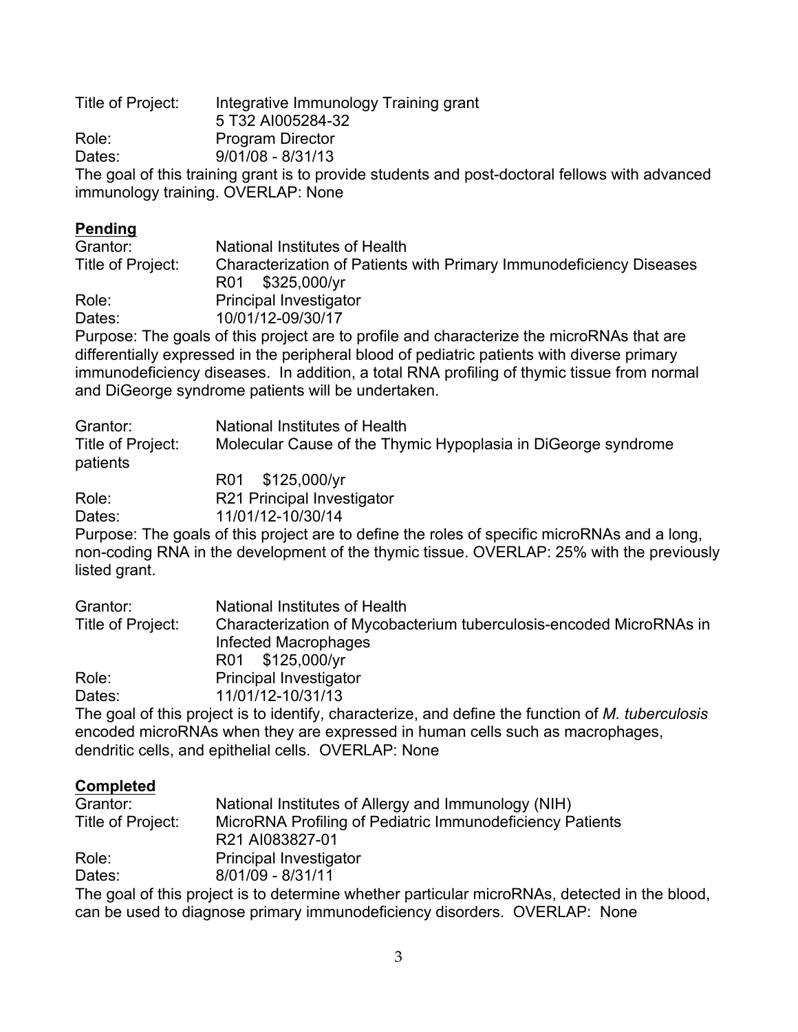Title of Project: Integrative Immunology Training grant
5 T32 AI005284-32
Role: Program Director
Dates: 9/01/08 - 8/31/13
The goal of this training grant is to provide students and post-doctoral fellows with advanced immunology training. OVERLAP: None

**Pending**

Grantor: National Institutes of Health
Title of Project: Characterization of Patients with Primary Immunodeficiency Diseases
R01 $325,000/yr
Role: Principal Investigator
Dates: 10/01/12-09/30/17
Purpose: The goals of this project are to profile and characterize the microRNAs that are differentially expressed in the peripheral blood of pediatric patients with diverse primary immunodeficiency diseases. In addition, a total RNA profiling of thymic tissue from normal and DiGeorge syndrome patients will be undertaken.

Grantor: National Institutes of Health
Title of Project: Molecular Cause of the Thymic Hypoplasia in DiGeorge syndrome patients
R01 $125,000/yr
Role: R21 Principal Investigator
Dates: 11/01/12-10/30/14
Purpose: The goals of this project are to define the roles of specific microRNAs and a long, non-coding RNA in the development of the thymic tissue. OVERLAP: 25% with the previously listed grant.

Grantor: National Institutes of Health
Title of Project: Characterization of Mycobacterium tuberculosis-encoded MicroRNAs in Infected Macrophages
R01 $125,000/yr
Role: Principal Investigator
Dates: 11/01/12-10/31/13
The goal of this project is to identify, characterize, and define the function of *M. tuberculosis* encoded microRNAs when they are expressed in human cells such as macrophages, dendritic cells, and epithelial cells. OVERLAP: None

**Completed**

Grantor: National Institutes of Allergy and Immunology (NIH)
Title of Project: MicroRNA Profiling of Pediatric Immunodeficiency Patients
R21 AI083827-01
Role: Principal Investigator
Dates: 8/01/09 - 8/31/11
The goal of this project is to determine whether particular microRNAs, detected in the blood, can be used to diagnose primary immunodeficiency disorders. OVERLAP: None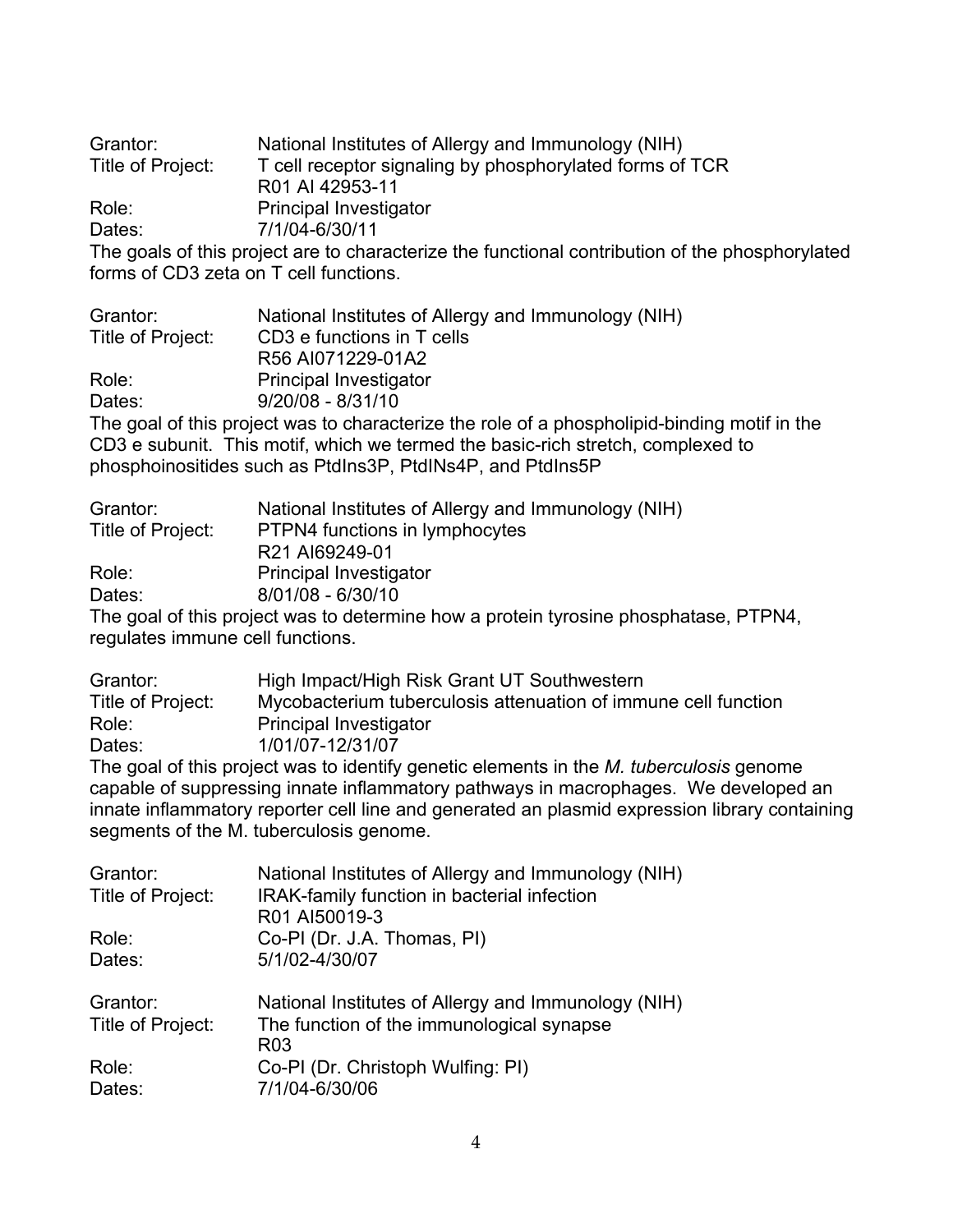Grantor: National Institutes of Allergy and Immunology (NIH)
Title of Project: T cell receptor signaling by phosphorylated forms of TCR
R01 AI 42953-11
Role: Principal Investigator
Dates: 7/1/04-6/30/11
The goals of this project are to characterize the functional contribution of the phosphorylated forms of CD3 zeta on T cell functions.

Grantor: National Institutes of Allergy and Immunology (NIH)
Title of Project: CD3 e functions in T cells
R56 AI071229-01A2
Role: Principal Investigator
Dates: 9/20/08 - 8/31/10
The goal of this project was to characterize the role of a phospholipid-binding motif in the CD3 e subunit. This motif, which we termed the basic-rich stretch, complexed to phosphoinositides such as PtdIns3P, PtdINs4P, and PtdIns5P

Grantor: National Institutes of Allergy and Immunology (NIH)
Title of Project: PTPN4 functions in lymphocytes
R21 AI69249-01
Role: Principal Investigator
Dates: 8/01/08 - 6/30/10
The goal of this project was to determine how a protein tyrosine phosphatase, PTPN4, regulates immune cell functions.

Grantor: High Impact/High Risk Grant UT Southwestern
Title of Project: Mycobacterium tuberculosis attenuation of immune cell function
Role: Principal Investigator
Dates: 1/01/07-12/31/07
The goal of this project was to identify genetic elements in the *M. tuberculosis* genome capable of suppressing innate inflammatory pathways in macrophages. We developed an innate inflammatory reporter cell line and generated an plasmid expression library containing segments of the M. tuberculosis genome.

Grantor: National Institutes of Allergy and Immunology (NIH)
Title of Project: IRAK-family function in bacterial infection
R01 AI50019-3
Role: Co-PI (Dr. J.A. Thomas, PI)
Dates: 5/1/02-4/30/07

Grantor: National Institutes of Allergy and Immunology (NIH)
Title of Project: The function of the immunological synapse
R03
Role: Co-PI (Dr. Christoph Wulfing: PI)
Dates: 7/1/04-6/30/06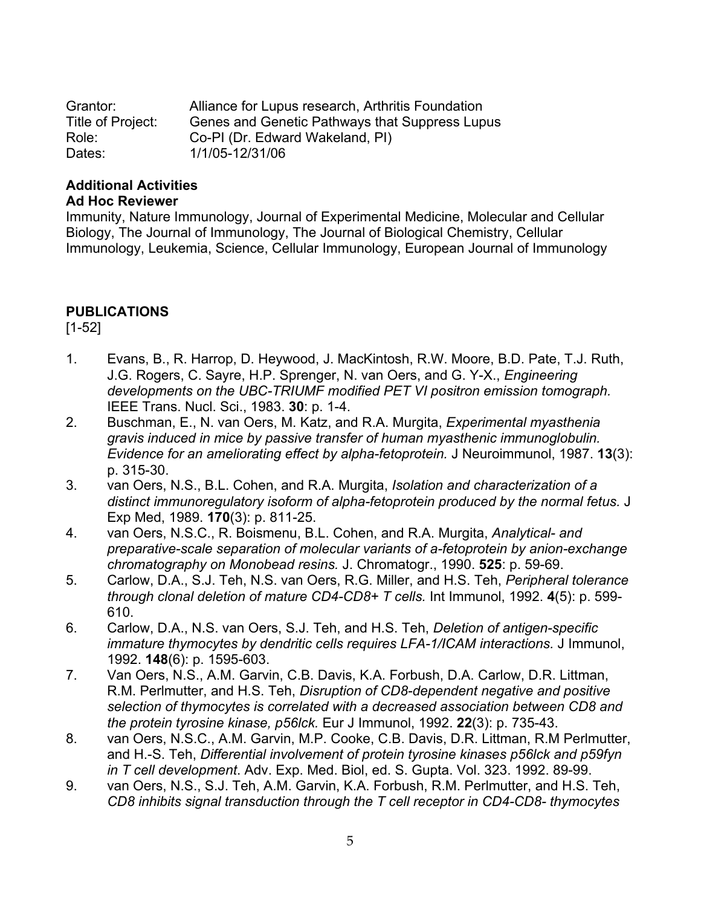Grantor: Alliance for Lupus research, Arthritis Foundation
Title of Project: Genes and Genetic Pathways that Suppress Lupus
Role: Co-PI (Dr. Edward Wakeland, PI)
Dates: 1/1/05-12/31/06

**Additional Activities**
**Ad Hoc Reviewer**
Immunity, Nature Immunology, Journal of Experimental Medicine, Molecular and Cellular Biology, The Journal of Immunology, The Journal of Biological Chemistry, Cellular Immunology, Leukemia, Science, Cellular Immunology, European Journal of Immunology

## PUBLICATIONS

[1-52]

1. Evans, B., R. Harrop, D. Heywood, J. MacKintosh, R.W. Moore, B.D. Pate, T.J. Ruth, J.G. Rogers, C. Sayre, H.P. Sprenger, N. van Oers, and G. Y-X., *Engineering developments on the UBC-TRIUMF modified PET VI positron emission tomograph.* IEEE Trans. Nucl. Sci., 1983. **30**: p. 1-4.
2. Buschman, E., N. van Oers, M. Katz, and R.A. Murgita, *Experimental myasthenia gravis induced in mice by passive transfer of human myasthenic immunoglobulin. Evidence for an ameliorating effect by alpha-fetoprotein.* J Neuroimmunol, 1987. **13**(3): p. 315-30.
3. van Oers, N.S., B.L. Cohen, and R.A. Murgita, *Isolation and characterization of a distinct immunoregulatory isoform of alpha-fetoprotein produced by the normal fetus.* J Exp Med, 1989. **170**(3): p. 811-25.
4. van Oers, N.S.C., R. Boismenu, B.L. Cohen, and R.A. Murgita, *Analytical- and preparative-scale separation of molecular variants of a-fetoprotein by anion-exchange chromatography on Monobead resins.* J. Chromatogr., 1990. **525**: p. 59-69.
5. Carlow, D.A., S.J. Teh, N.S. van Oers, R.G. Miller, and H.S. Teh, *Peripheral tolerance through clonal deletion of mature CD4-CD8+ T cells.* Int Immunol, 1992. **4**(5): p. 599-610.
6. Carlow, D.A., N.S. van Oers, S.J. Teh, and H.S. Teh, *Deletion of antigen-specific immature thymocytes by dendritic cells requires LFA-1/ICAM interactions.* J Immunol, 1992. **148**(6): p. 1595-603.
7. Van Oers, N.S., A.M. Garvin, C.B. Davis, K.A. Forbush, D.A. Carlow, D.R. Littman, R.M. Perlmutter, and H.S. Teh, *Disruption of CD8-dependent negative and positive selection of thymocytes is correlated with a decreased association between CD8 and the protein tyrosine kinase, p56lck.* Eur J Immunol, 1992. **22**(3): p. 735-43.
8. van Oers, N.S.C., A.M. Garvin, M.P. Cooke, C.B. Davis, D.R. Littman, R.M Perlmutter, and H.-S. Teh, *Differential involvement of protein tyrosine kinases p56lck and p59fyn in T cell development*. Adv. Exp. Med. Biol, ed. S. Gupta. Vol. 323. 1992. 89-99.
9. van Oers, N.S., S.J. Teh, A.M. Garvin, K.A. Forbush, R.M. Perlmutter, and H.S. Teh, *CD8 inhibits signal transduction through the T cell receptor in CD4-CD8- thymocytes*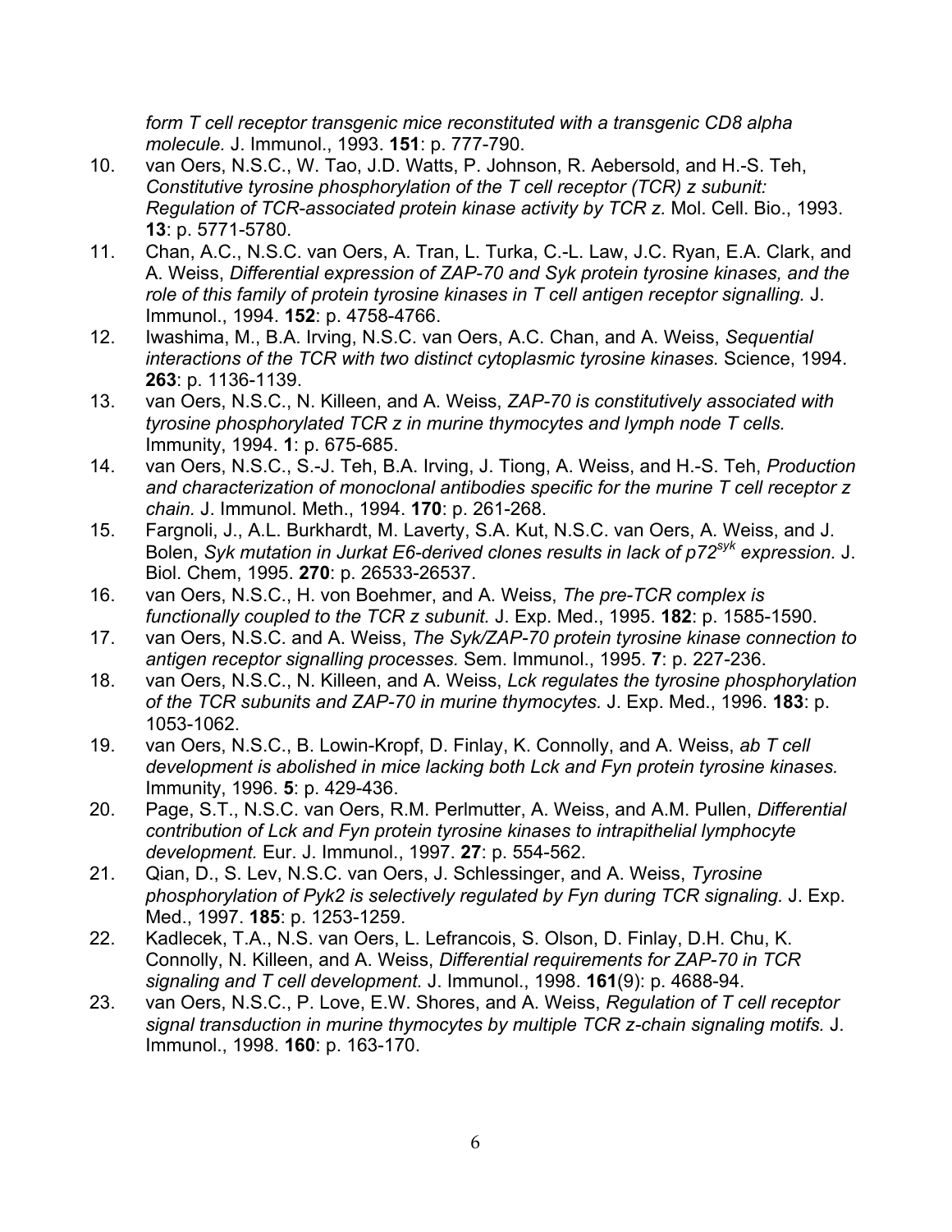*form T cell receptor transgenic mice reconstituted with a transgenic CD8 alpha molecule.* J. Immunol., 1993. **151**: p. 777-790.

10. van Oers, N.S.C., W. Tao, J.D. Watts, P. Johnson, R. Aebersold, and H.-S. Teh, *Constitutive tyrosine phosphorylation of the T cell receptor (TCR) z subunit: Regulation of TCR-associated protein kinase activity by TCR z.* Mol. Cell. Bio., 1993. **13**: p. 5771-5780.
11. Chan, A.C., N.S.C. van Oers, A. Tran, L. Turka, C.-L. Law, J.C. Ryan, E.A. Clark, and A. Weiss, *Differential expression of ZAP-70 and Syk protein tyrosine kinases, and the role of this family of protein tyrosine kinases in T cell antigen receptor signalling.* J. Immunol., 1994. **152**: p. 4758-4766.
12. Iwashima, M., B.A. Irving, N.S.C. van Oers, A.C. Chan, and A. Weiss, *Sequential interactions of the TCR with two distinct cytoplasmic tyrosine kinases.* Science, 1994. **263**: p. 1136-1139.
13. van Oers, N.S.C., N. Killeen, and A. Weiss, *ZAP-70 is constitutively associated with tyrosine phosphorylated TCR z in murine thymocytes and lymph node T cells.* Immunity, 1994. **1**: p. 675-685.
14. van Oers, N.S.C., S.-J. Teh, B.A. Irving, J. Tiong, A. Weiss, and H.-S. Teh, *Production and characterization of monoclonal antibodies specific for the murine T cell receptor z chain.* J. Immunol. Meth., 1994. **170**: p. 261-268.
15. Fargnoli, J., A.L. Burkhardt, M. Laverty, S.A. Kut, N.S.C. van Oers, A. Weiss, and J. Bolen, *Syk mutation in Jurkat E6-derived clones results in lack of $p72^{syk}$ expression.* J. Biol. Chem, 1995. **270**: p. 26533-26537.
16. van Oers, N.S.C., H. von Boehmer, and A. Weiss, *The pre-TCR complex is functionally coupled to the TCR z subunit.* J. Exp. Med., 1995. **182**: p. 1585-1590.
17. van Oers, N.S.C. and A. Weiss, *The Syk/ZAP-70 protein tyrosine kinase connection to antigen receptor signalling processes.* Sem. Immunol., 1995. **7**: p. 227-236.
18. van Oers, N.S.C., N. Killeen, and A. Weiss, *Lck regulates the tyrosine phosphorylation of the TCR subunits and ZAP-70 in murine thymocytes.* J. Exp. Med., 1996. **183**: p. 1053-1062.
19. van Oers, N.S.C., B. Lowin-Kropf, D. Finlay, K. Connolly, and A. Weiss, *ab T cell development is abolished in mice lacking both Lck and Fyn protein tyrosine kinases.* Immunity, 1996. **5**: p. 429-436.
20. Page, S.T., N.S.C. van Oers, R.M. Perlmutter, A. Weiss, and A.M. Pullen, *Differential contribution of Lck and Fyn protein tyrosine kinases to intrapithelial lymphocyte development.* Eur. J. Immunol., 1997. **27**: p. 554-562.
21. Qian, D., S. Lev, N.S.C. van Oers, J. Schlessinger, and A. Weiss, *Tyrosine phosphorylation of Pyk2 is selectively regulated by Fyn during TCR signaling.* J. Exp. Med., 1997. **185**: p. 1253-1259.
22. Kadlecek, T.A., N.S. van Oers, L. Lefrancois, S. Olson, D. Finlay, D.H. Chu, K. Connolly, N. Killeen, and A. Weiss, *Differential requirements for ZAP-70 in TCR signaling and T cell development.* J. Immunol., 1998. **161**(9): p. 4688-94.
23. van Oers, N.S.C., P. Love, E.W. Shores, and A. Weiss, *Regulation of T cell receptor signal transduction in murine thymocytes by multiple TCR z-chain signaling motifs.* J. Immunol., 1998. **160**: p. 163-170.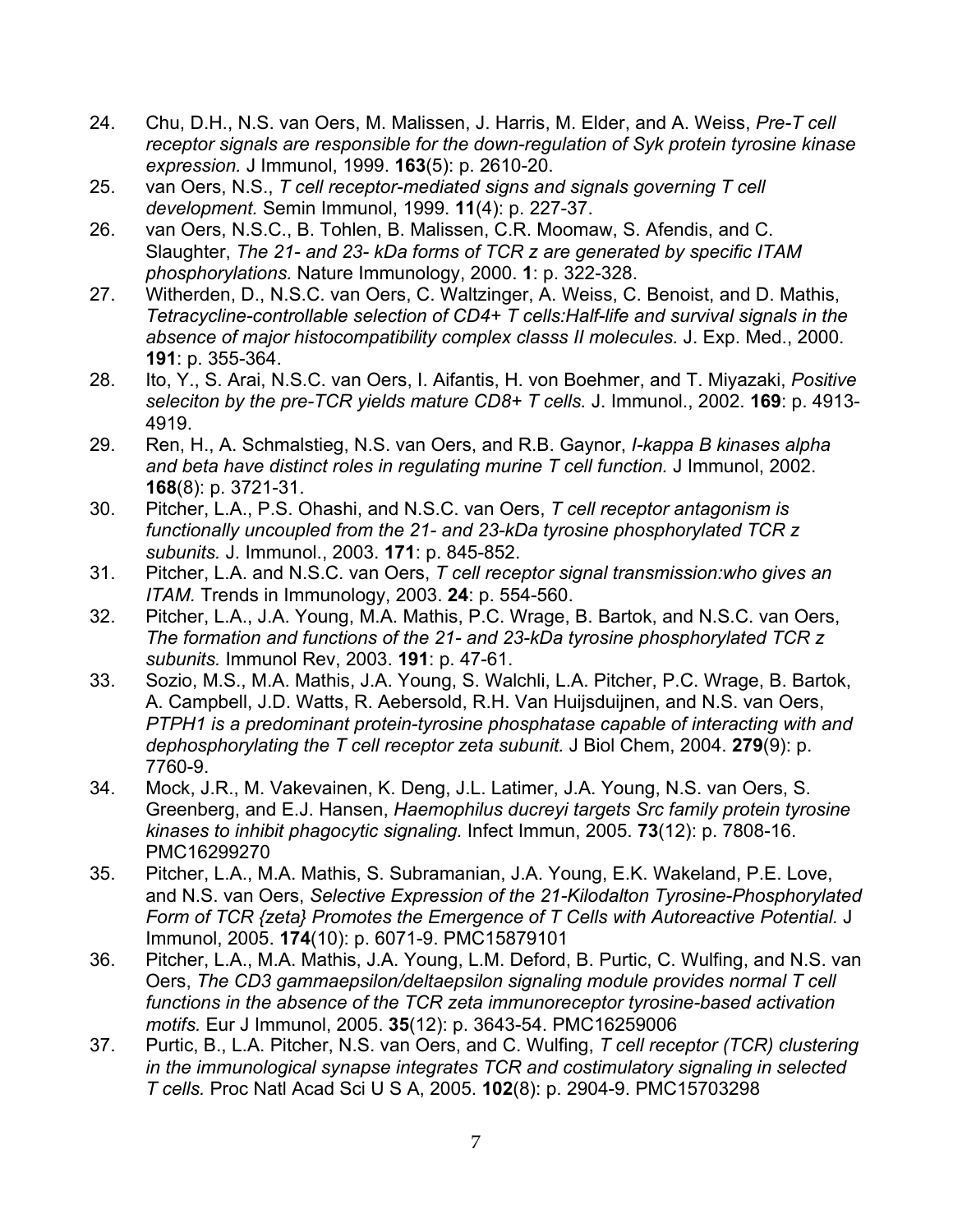24. Chu, D.H., N.S. van Oers, M. Malissen, J. Harris, M. Elder, and A. Weiss, *Pre-T cell receptor signals are responsible for the down-regulation of Syk protein tyrosine kinase expression.* J Immunol, 1999. **163**(5): p. 2610-20.
25. van Oers, N.S., *T cell receptor-mediated signs and signals governing T cell development.* Semin Immunol, 1999. **11**(4): p. 227-37.
26. van Oers, N.S.C., B. Tohlen, B. Malissen, C.R. Moomaw, S. Afendis, and C. Slaughter, *The 21- and 23- kDa forms of TCR z are generated by specific ITAM phosphorylations.* Nature Immunology, 2000. **1**: p. 322-328.
27. Witherden, D., N.S.C. van Oers, C. Waltzinger, A. Weiss, C. Benoist, and D. Mathis, *Tetracycline-controllable selection of CD4+ T cells:Half-life and survival signals in the absence of major histocompatibility complex classs II molecules.* J. Exp. Med., 2000. **191**: p. 355-364.
28. Ito, Y., S. Arai, N.S.C. van Oers, I. Aifantis, H. von Boehmer, and T. Miyazaki, *Positive seleciton by the pre-TCR yields mature CD8+ T cells.* J. Immunol., 2002. **169**: p. 4913-4919.
29. Ren, H., A. Schmalstieg, N.S. van Oers, and R.B. Gaynor, *I-kappa B kinases alpha and beta have distinct roles in regulating murine T cell function.* J Immunol, 2002. **168**(8): p. 3721-31.
30. Pitcher, L.A., P.S. Ohashi, and N.S.C. van Oers, *T cell receptor antagonism is functionally uncoupled from the 21- and 23-kDa tyrosine phosphorylated TCR z subunits.* J. Immunol., 2003. **171**: p. 845-852.
31. Pitcher, L.A. and N.S.C. van Oers, *T cell receptor signal transmission:who gives an ITAM.* Trends in Immunology, 2003. **24**: p. 554-560.
32. Pitcher, L.A., J.A. Young, M.A. Mathis, P.C. Wrage, B. Bartok, and N.S.C. van Oers, *The formation and functions of the 21- and 23-kDa tyrosine phosphorylated TCR z subunits.* Immunol Rev, 2003. **191**: p. 47-61.
33. Sozio, M.S., M.A. Mathis, J.A. Young, S. Walchli, L.A. Pitcher, P.C. Wrage, B. Bartok, A. Campbell, J.D. Watts, R. Aebersold, R.H. Van Huijsduijnen, and N.S. van Oers, *PTPH1 is a predominant protein-tyrosine phosphatase capable of interacting with and dephosphorylating the T cell receptor zeta subunit.* J Biol Chem, 2004. **279**(9): p. 7760-9.
34. Mock, J.R., M. Vakevainen, K. Deng, J.L. Latimer, J.A. Young, N.S. van Oers, S. Greenberg, and E.J. Hansen, *Haemophilus ducreyi targets Src family protein tyrosine kinases to inhibit phagocytic signaling.* Infect Immun, 2005. **73**(12): p. 7808-16. PMC16299270
35. Pitcher, L.A., M.A. Mathis, S. Subramanian, J.A. Young, E.K. Wakeland, P.E. Love, and N.S. van Oers, *Selective Expression of the 21-Kilodalton Tyrosine-Phosphorylated Form of TCR {zeta} Promotes the Emergence of T Cells with Autoreactive Potential.* J Immunol, 2005. **174**(10): p. 6071-9. PMC15879101
36. Pitcher, L.A., M.A. Mathis, J.A. Young, L.M. Deford, B. Purtic, C. Wulfing, and N.S. van Oers, *The CD3 gammaepsilon/deltaepsilon signaling module provides normal T cell functions in the absence of the TCR zeta immunoreceptor tyrosine-based activation motifs.* Eur J Immunol, 2005. **35**(12): p. 3643-54. PMC16259006
37. Purtic, B., L.A. Pitcher, N.S. van Oers, and C. Wulfing, *T cell receptor (TCR) clustering in the immunological synapse integrates TCR and costimulatory signaling in selected T cells.* Proc Natl Acad Sci U S A, 2005. **102**(8): p. 2904-9. PMC15703298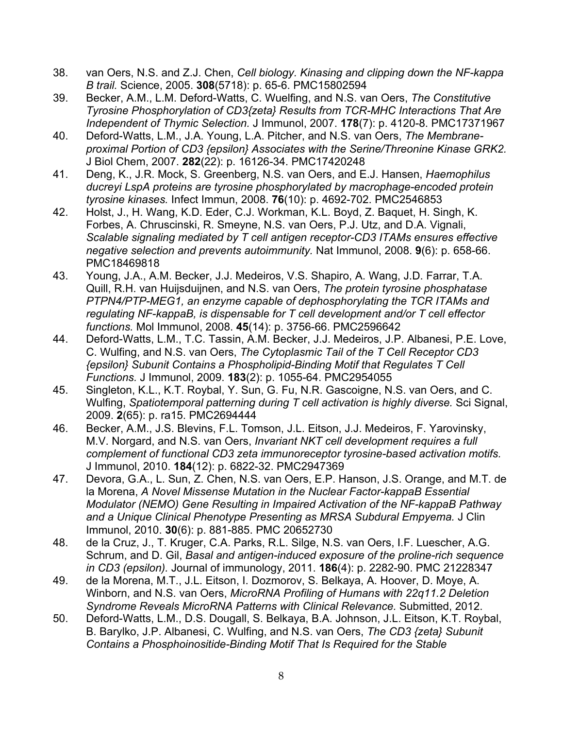38. van Oers, N.S. and Z.J. Chen, *Cell biology. Kinasing and clipping down the NF-kappa B trail.* Science, 2005. **308**(5718): p. 65-6. PMC15802594
39. Becker, A.M., L.M. Deford-Watts, C. Wuelfing, and N.S. van Oers, *The Constitutive Tyrosine Phosphorylation of CD3{zeta} Results from TCR-MHC Interactions That Are Independent of Thymic Selection.* J Immunol, 2007. **178**(7): p. 4120-8. PMC17371967
40. Deford-Watts, L.M., J.A. Young, L.A. Pitcher, and N.S. van Oers, *The Membrane-proximal Portion of CD3 {epsilon} Associates with the Serine/Threonine Kinase GRK2.* J Biol Chem, 2007. **282**(22): p. 16126-34. PMC17420248
41. Deng, K., J.R. Mock, S. Greenberg, N.S. van Oers, and E.J. Hansen, *Haemophilus ducreyi LspA proteins are tyrosine phosphorylated by macrophage-encoded protein tyrosine kinases.* Infect Immun, 2008. **76**(10): p. 4692-702. PMC2546853
42. Holst, J., H. Wang, K.D. Eder, C.J. Workman, K.L. Boyd, Z. Baquet, H. Singh, K. Forbes, A. Chruscinski, R. Smeyne, N.S. van Oers, P.J. Utz, and D.A. Vignali, *Scalable signaling mediated by T cell antigen receptor-CD3 ITAMs ensures effective negative selection and prevents autoimmunity.* Nat Immunol, 2008. **9**(6): p. 658-66. PMC18469818
43. Young, J.A., A.M. Becker, J.J. Medeiros, V.S. Shapiro, A. Wang, J.D. Farrar, T.A. Quill, R.H. van Huijsduijnen, and N.S. van Oers, *The protein tyrosine phosphatase PTPN4/PTP-MEG1, an enzyme capable of dephosphorylating the TCR ITAMs and regulating NF-kappaB, is dispensable for T cell development and/or T cell effector functions.* Mol Immunol, 2008. **45**(14): p. 3756-66. PMC2596642
44. Deford-Watts, L.M., T.C. Tassin, A.M. Becker, J.J. Medeiros, J.P. Albanesi, P.E. Love, C. Wulfing, and N.S. van Oers, *The Cytoplasmic Tail of the T Cell Receptor CD3 {epsilon} Subunit Contains a Phospholipid-Binding Motif that Regulates T Cell Functions.* J Immunol, 2009. **183**(2): p. 1055-64. PMC2954055
45. Singleton, K.L., K.T. Roybal, Y. Sun, G. Fu, N.R. Gascoigne, N.S. van Oers, and C. Wulfing, *Spatiotemporal patterning during T cell activation is highly diverse.* Sci Signal, 2009. **2**(65): p. ra15. PMC2694444
46. Becker, A.M., J.S. Blevins, F.L. Tomson, J.L. Eitson, J.J. Medeiros, F. Yarovinsky, M.V. Norgard, and N.S. van Oers, *Invariant NKT cell development requires a full complement of functional CD3 zeta immunoreceptor tyrosine-based activation motifs.* J Immunol, 2010. **184**(12): p. 6822-32. PMC2947369
47. Devora, G.A., L. Sun, Z. Chen, N.S. van Oers, E.P. Hanson, J.S. Orange, and M.T. de la Morena, *A Novel Missense Mutation in the Nuclear Factor-kappaB Essential Modulator (NEMO) Gene Resulting in Impaired Activation of the NF-kappaB Pathway and a Unique Clinical Phenotype Presenting as MRSA Subdural Empyema.* J Clin Immunol, 2010. **30**(6): p. 881-885. PMC 20652730
48. de la Cruz, J., T. Kruger, C.A. Parks, R.L. Silge, N.S. van Oers, I.F. Luescher, A.G. Schrum, and D. Gil, *Basal and antigen-induced exposure of the proline-rich sequence in CD3 (epsilon).* Journal of immunology, 2011. **186**(4): p. 2282-90. PMC 21228347
49. de la Morena, M.T., J.L. Eitson, I. Dozmorov, S. Belkaya, A. Hoover, D. Moye, A. Winborn, and N.S. van Oers, *MicroRNA Profiling of Humans with 22q11.2 Deletion Syndrome Reveals MicroRNA Patterns with Clinical Relevance.* Submitted, 2012.
50. Deford-Watts, L.M., D.S. Dougall, S. Belkaya, B.A. Johnson, J.L. Eitson, K.T. Roybal, B. Barylko, J.P. Albanesi, C. Wulfing, and N.S. van Oers, *The CD3 {zeta} Subunit Contains a Phosphoinositide-Binding Motif That Is Required for the Stable*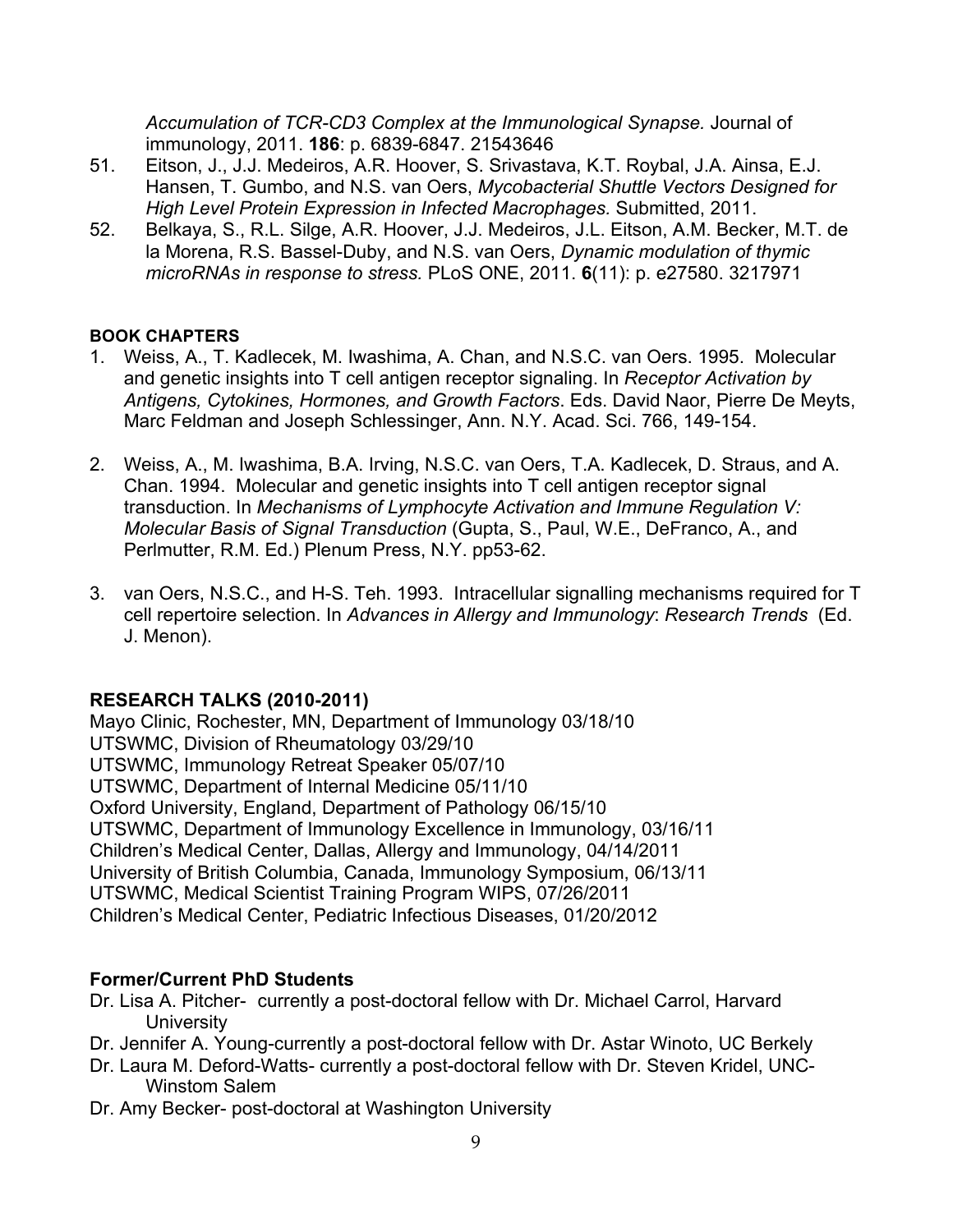*Accumulation of TCR-CD3 Complex at the Immunological Synapse.* Journal of immunology, 2011. **186**: p. 6839-6847. 21543646

51. Eitson, J., J.J. Medeiros, A.R. Hoover, S. Srivastava, K.T. Roybal, J.A. Ainsa, E.J. Hansen, T. Gumbo, and N.S. van Oers, *Mycobacterial Shuttle Vectors Designed for High Level Protein Expression in Infected Macrophages.* Submitted, 2011.
52. Belkaya, S., R.L. Silge, A.R. Hoover, J.J. Medeiros, J.L. Eitson, A.M. Becker, M.T. de la Morena, R.S. Bassel-Duby, and N.S. van Oers, *Dynamic modulation of thymic microRNAs in response to stress.* PLoS ONE, 2011. **6**(11): p. e27580. 3217971

#### BOOK CHAPTERS

1. Weiss, A., T. Kadlecek, M. Iwashima, A. Chan, and N.S.C. van Oers. 1995. Molecular and genetic insights into T cell antigen receptor signaling. In *Receptor Activation by Antigens, Cytokines, Hormones, and Growth Factors*. Eds. David Naor, Pierre De Meyts, Marc Feldman and Joseph Schlessinger, Ann. N.Y. Acad. Sci. 766, 149-154.

2. Weiss, A., M. Iwashima, B.A. Irving, N.S.C. van Oers, T.A. Kadlecek, D. Straus, and A. Chan. 1994. Molecular and genetic insights into T cell antigen receptor signal transduction. In *Mechanisms of Lymphocyte Activation and Immune Regulation V: Molecular Basis of Signal Transduction* (Gupta, S., Paul, W.E., DeFranco, A., and Perlmutter, R.M. Ed.) Plenum Press, N.Y. pp53-62.

3. van Oers, N.S.C., and H-S. Teh. 1993. Intracellular signalling mechanisms required for T cell repertoire selection. In *Advances in Allergy and Immunology*: *Research Trends* (Ed. J. Menon).

## RESEARCH TALKS (2010-2011)

Mayo Clinic, Rochester, MN, Department of Immunology 03/18/10
UTSWMC, Division of Rheumatology 03/29/10
UTSWMC, Immunology Retreat Speaker 05/07/10
UTSWMC, Department of Internal Medicine 05/11/10
Oxford University, England, Department of Pathology 06/15/10
UTSWMC, Department of Immunology Excellence in Immunology, 03/16/11
Children's Medical Center, Dallas, Allergy and Immunology, 04/14/2011
University of British Columbia, Canada, Immunology Symposium, 06/13/11
UTSWMC, Medical Scientist Training Program WIPS, 07/26/2011
Children's Medical Center, Pediatric Infectious Diseases, 01/20/2012

## Former/Current PhD Students

Dr. Lisa A. Pitcher- currently a post-doctoral fellow with Dr. Michael Carrol, Harvard University
Dr. Jennifer A. Young-currently a post-doctoral fellow with Dr. Astar Winoto, UC Berkely
Dr. Laura M. Deford-Watts- currently a post-doctoral fellow with Dr. Steven Kridel, UNC-Winstom Salem
Dr. Amy Becker- post-doctoral at Washington University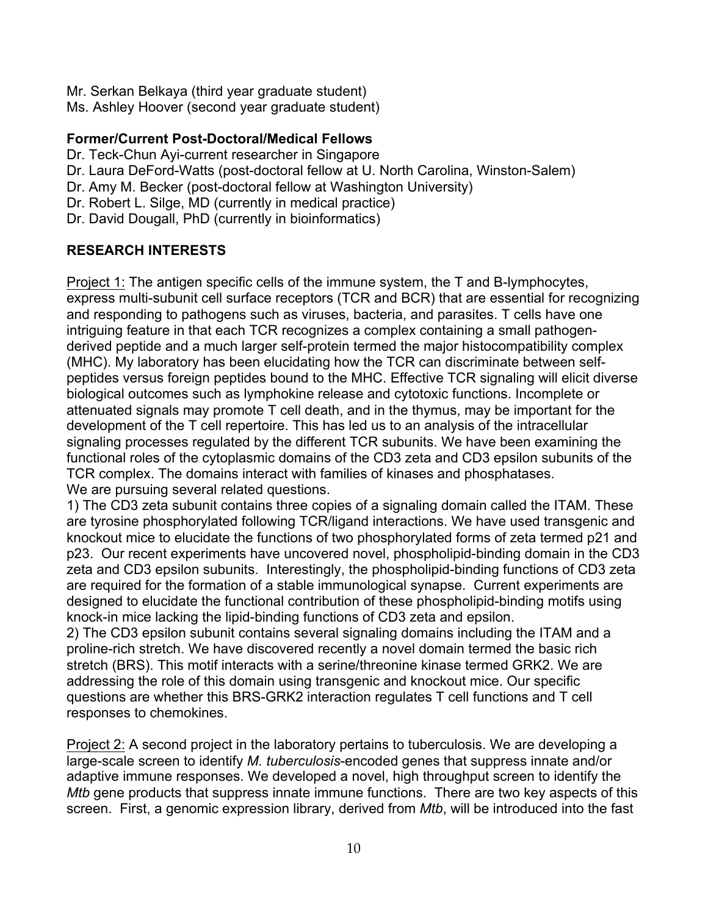Mr. Serkan Belkaya (third year graduate student)
Ms. Ashley Hoover (second year graduate student)

**Former/Current Post-Doctoral/Medical Fellows**
Dr. Teck-Chun Ayi-current researcher in Singapore
Dr. Laura DeFord-Watts (post-doctoral fellow at U. North Carolina, Winston-Salem)
Dr. Amy M. Becker (post-doctoral fellow at Washington University)
Dr. Robert L. Silge, MD (currently in medical practice)
Dr. David Dougall, PhD (currently in bioinformatics)

## RESEARCH INTERESTS

Project 1: The antigen specific cells of the immune system, the T and B-lymphocytes, express multi-subunit cell surface receptors (TCR and BCR) that are essential for recognizing and responding to pathogens such as viruses, bacteria, and parasites. T cells have one intriguing feature in that each TCR recognizes a complex containing a small pathogen-derived peptide and a much larger self-protein termed the major histocompatibility complex (MHC). My laboratory has been elucidating how the TCR can discriminate between self-peptides versus foreign peptides bound to the MHC. Effective TCR signaling will elicit diverse biological outcomes such as lymphokine release and cytotoxic functions. Incomplete or attenuated signals may promote T cell death, and in the thymus, may be important for the development of the T cell repertoire. This has led us to an analysis of the intracellular signaling processes regulated by the different TCR subunits. We have been examining the functional roles of the cytoplasmic domains of the CD3 zeta and CD3 epsilon subunits of the TCR complex. The domains interact with families of kinases and phosphatases.
We are pursuing several related questions.

1) The CD3 zeta subunit contains three copies of a signaling domain called the ITAM. These are tyrosine phosphorylated following TCR/ligand interactions. We have used transgenic and knockout mice to elucidate the functions of two phosphorylated forms of zeta termed p21 and p23. Our recent experiments have uncovered novel, phospholipid-binding domain in the CD3 zeta and CD3 epsilon subunits. Interestingly, the phospholipid-binding functions of CD3 zeta are required for the formation of a stable immunological synapse. Current experiments are designed to elucidate the functional contribution of these phospholipid-binding motifs using knock-in mice lacking the lipid-binding functions of CD3 zeta and epsilon.

2) The CD3 epsilon subunit contains several signaling domains including the ITAM and a proline-rich stretch. We have discovered recently a novel domain termed the basic rich stretch (BRS). This motif interacts with a serine/threonine kinase termed GRK2. We are addressing the role of this domain using transgenic and knockout mice. Our specific questions are whether this BRS-GRK2 interaction regulates T cell functions and T cell responses to chemokines.

Project 2: A second project in the laboratory pertains to tuberculosis. We are developing a large-scale screen to identify *M. tuberculosis*-encoded genes that suppress innate and/or adaptive immune responses. We developed a novel, high throughput screen to identify the *Mtb* gene products that suppress innate immune functions. There are two key aspects of this screen. First, a genomic expression library, derived from *Mtb*, will be introduced into the fast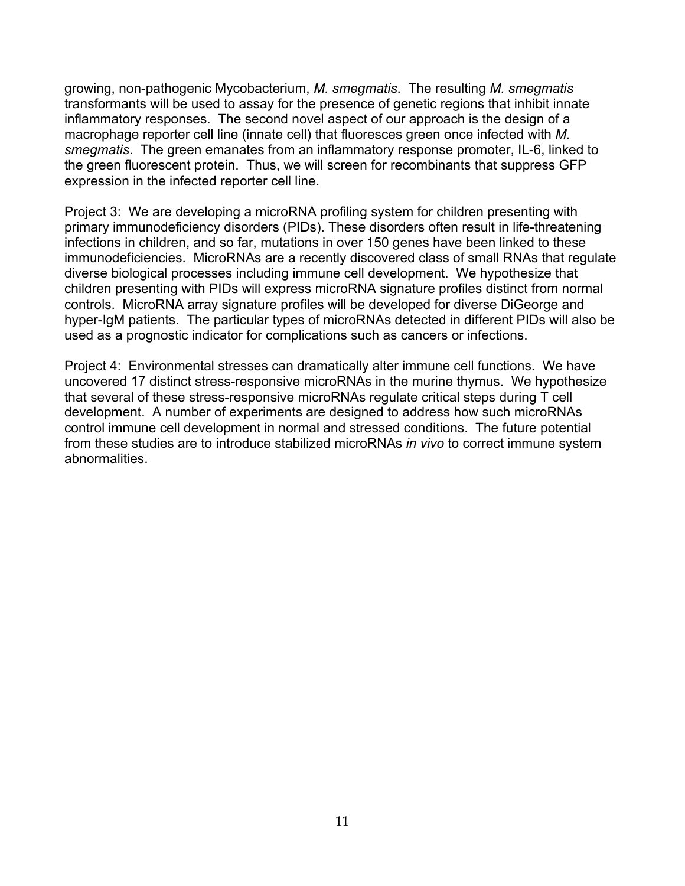growing, non-pathogenic Mycobacterium, *M. smegmatis*. The resulting *M. smegmatis* transformants will be used to assay for the presence of genetic regions that inhibit innate inflammatory responses. The second novel aspect of our approach is the design of a macrophage reporter cell line (innate cell) that fluoresces green once infected with *M. smegmatis*. The green emanates from an inflammatory response promoter, IL-6, linked to the green fluorescent protein. Thus, we will screen for recombinants that suppress GFP expression in the infected reporter cell line.

<u>Project 3:</u> We are developing a microRNA profiling system for children presenting with primary immunodeficiency disorders (PIDs). These disorders often result in life-threatening infections in children, and so far, mutations in over 150 genes have been linked to these immunodeficiencies. MicroRNAs are a recently discovered class of small RNAs that regulate diverse biological processes including immune cell development. We hypothesize that children presenting with PIDs will express microRNA signature profiles distinct from normal controls. MicroRNA array signature profiles will be developed for diverse DiGeorge and hyper-IgM patients. The particular types of microRNAs detected in different PIDs will also be used as a prognostic indicator for complications such as cancers or infections.

<u>Project 4:</u> Environmental stresses can dramatically alter immune cell functions. We have uncovered 17 distinct stress-responsive microRNAs in the murine thymus. We hypothesize that several of these stress-responsive microRNAs regulate critical steps during T cell development. A number of experiments are designed to address how such microRNAs control immune cell development in normal and stressed conditions. The future potential from these studies are to introduce stabilized microRNAs *in vivo* to correct immune system abnormalities.